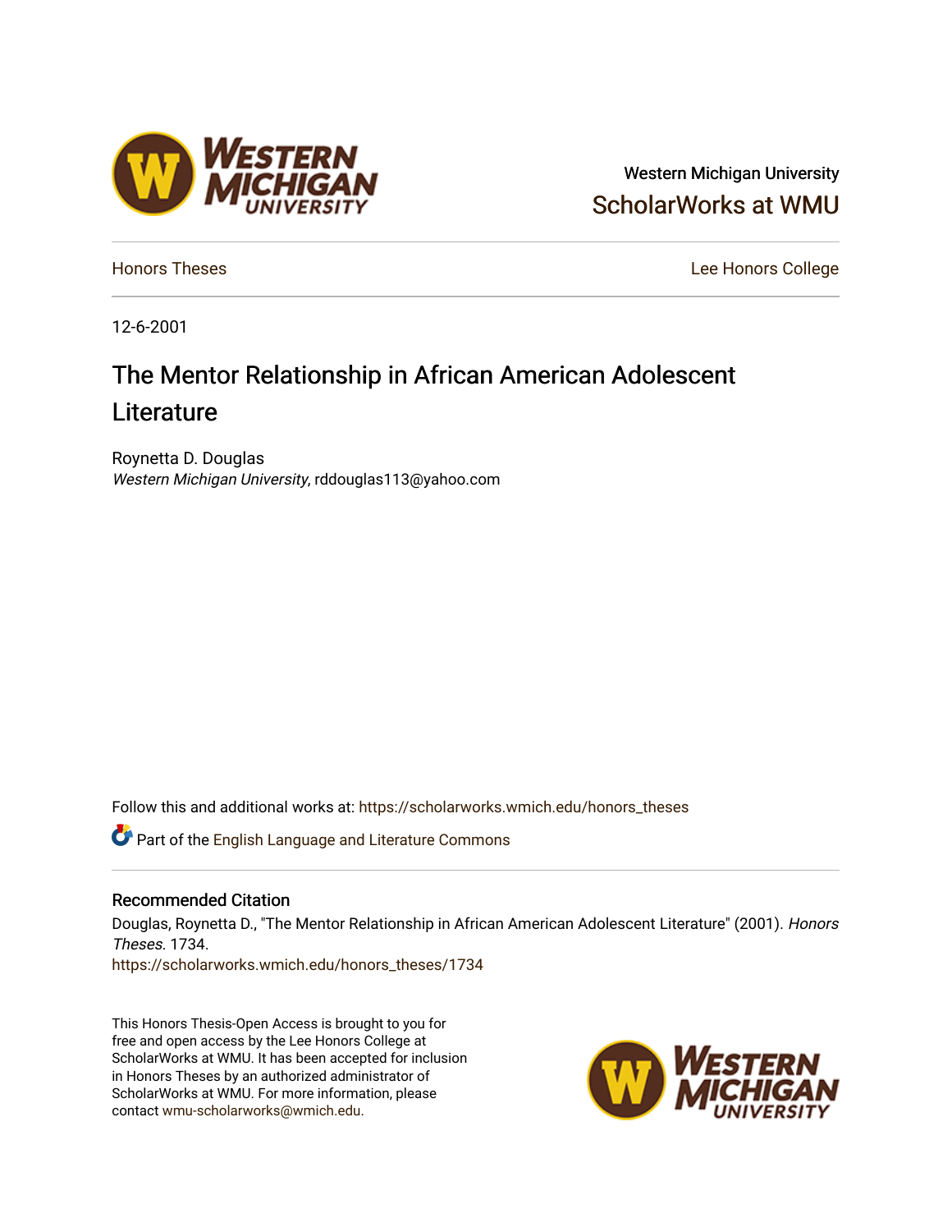Western Michigan University

ScholarWorks at WMU

Honors Theses

Lee Honors College

12-6-2001

# The Mentor Relationship in African American Adolescent Literature

Roynetta D. Douglas
*Western Michigan University*, rddouglas113@yahoo.com

Follow this and additional works at: https://scholarworks.wmich.edu/honors_theses

Part of the English Language and Literature Commons

## Recommended Citation

Douglas, Roynetta D., "The Mentor Relationship in African American Adolescent Literature" (2001). *Honors Theses*. 1734.
https://scholarworks.wmich.edu/honors_theses/1734

This Honors Thesis-Open Access is brought to you for free and open access by the Lee Honors College at ScholarWorks at WMU. It has been accepted for inclusion in Honors Theses by an authorized administrator of ScholarWorks at WMU. For more information, please contact wmu-scholarworks@wmich.edu.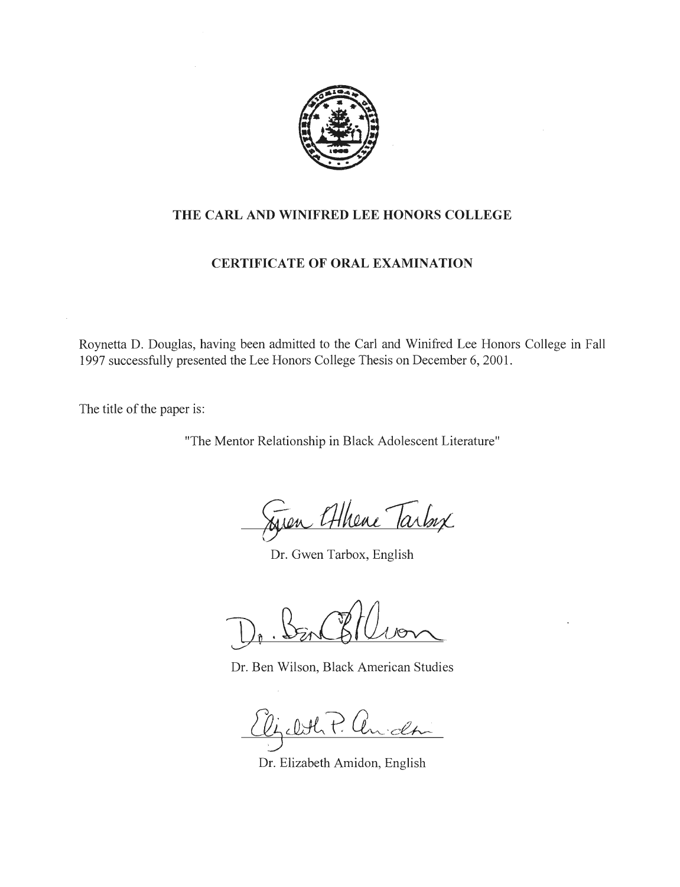## THE CARL AND WINIFRED LEE HONORS COLLEGE

## CERTIFICATE OF ORAL EXAMINATION

Roynetta D. Douglas, having been admitted to the Carl and Winifred Lee Honors College in Fall 1997 successfully presented the Lee Honors College Thesis on December 6, 2001.

The title of the paper is:

"The Mentor Relationship in Black Adolescent Literature"

Dr. Gwen Tarbox, English

Dr. Ben Wilson, Black American Studies

Dr. Elizabeth Amidon, English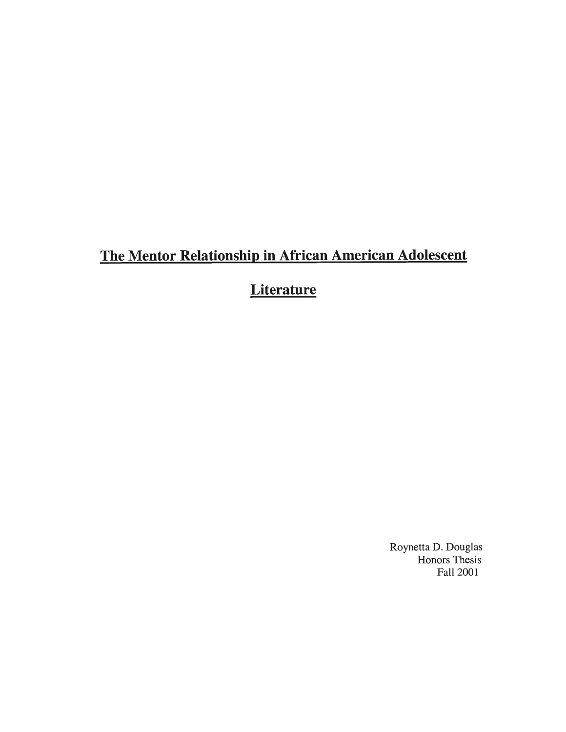# <u>The Mentor Relationship in African American Adolescent Literature</u>

Roynetta D. Douglas
Honors Thesis
Fall 2001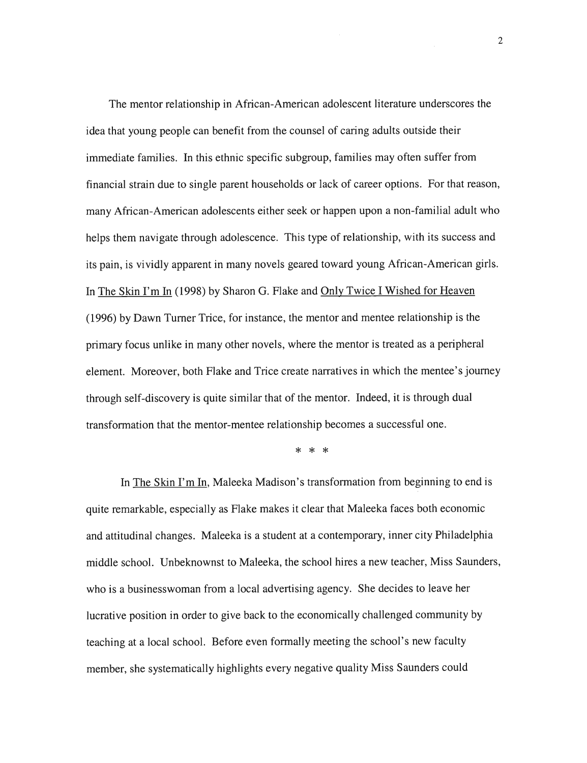The mentor relationship in African-American adolescent literature underscores the idea that young people can benefit from the counsel of caring adults outside their immediate families. In this ethnic specific subgroup, families may often suffer from financial strain due to single parent households or lack of career options. For that reason, many African-American adolescents either seek or happen upon a non-familial adult who helps them navigate through adolescence. This type of relationship, with its success and its pain, is vividly apparent in many novels geared toward young African-American girls. In The Skin I'm In (1998) by Sharon G. Flake and Only Twice I Wished for Heaven (1996) by Dawn Turner Trice, for instance, the mentor and mentee relationship is the primary focus unlike in many other novels, where the mentor is treated as a peripheral element. Moreover, both Flake and Trice create narratives in which the mentee's journey through self-discovery is quite similar that of the mentor. Indeed, it is through dual transformation that the mentor-mentee relationship becomes a successful one.

\* \* \*

In The Skin I'm In, Maleeka Madison's transformation from beginning to end is quite remarkable, especially as Flake makes it clear that Maleeka faces both economic and attitudinal changes. Maleeka is a student at a contemporary, inner city Philadelphia middle school. Unbeknownst to Maleeka, the school hires a new teacher, Miss Saunders, who is a businesswoman from a local advertising agency. She decides to leave her lucrative position in order to give back to the economically challenged community by teaching at a local school. Before even formally meeting the school's new faculty member, she systematically highlights every negative quality Miss Saunders could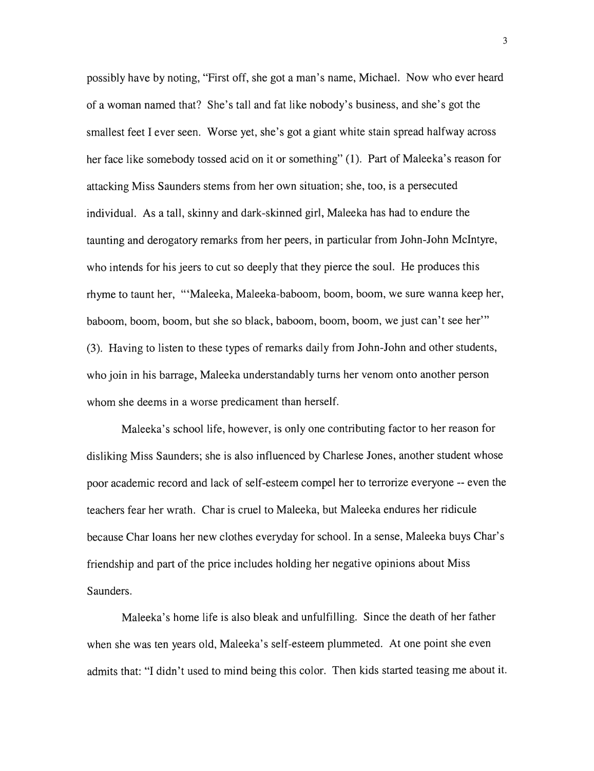possibly have by noting, "First off, she got a man's name, Michael. Now who ever heard of a woman named that? She's tall and fat like nobody's business, and she's got the smallest feet I ever seen. Worse yet, she's got a giant white stain spread halfway across her face like somebody tossed acid on it or something" (1). Part of Maleeka's reason for attacking Miss Saunders stems from her own situation; she, too, is a persecuted individual. As a tall, skinny and dark-skinned girl, Maleeka has had to endure the taunting and derogatory remarks from her peers, in particular from John-John McIntyre, who intends for his jeers to cut so deeply that they pierce the soul. He produces this rhyme to taunt her, "'Maleeka, Maleeka-baboom, boom, boom, we sure wanna keep her, baboom, boom, boom, but she so black, baboom, boom, boom, we just can't see her'" (3). Having to listen to these types of remarks daily from John-John and other students, who join in his barrage, Maleeka understandably turns her venom onto another person whom she deems in a worse predicament than herself.

Maleeka's school life, however, is only one contributing factor to her reason for disliking Miss Saunders; she is also influenced by Charlese Jones, another student whose poor academic record and lack of self-esteem compel her to terrorize everyone -- even the teachers fear her wrath. Char is cruel to Maleeka, but Maleeka endures her ridicule because Char loans her new clothes everyday for school. In a sense, Maleeka buys Char's friendship and part of the price includes holding her negative opinions about Miss Saunders.

Maleeka's home life is also bleak and unfulfilling. Since the death of her father when she was ten years old, Maleeka's self-esteem plummeted. At one point she even admits that: "I didn't used to mind being this color. Then kids started teasing me about it.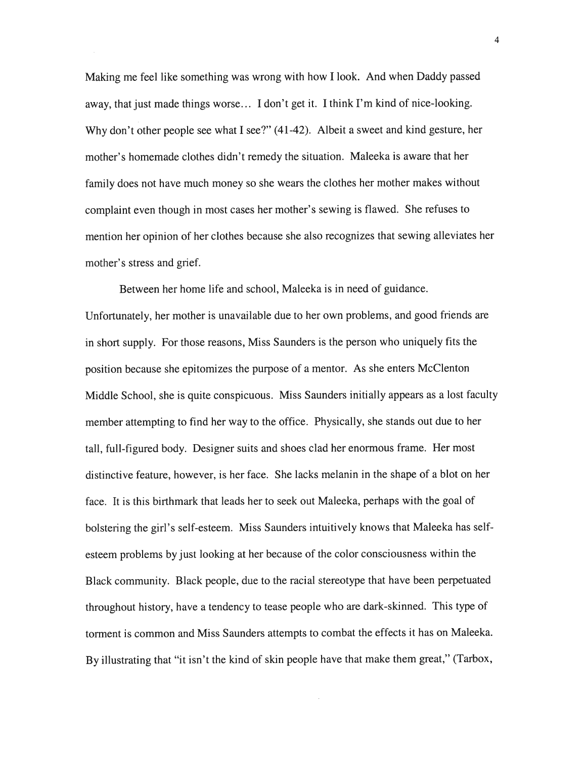Making me feel like something was wrong with how I look. And when Daddy passed away, that just made things worse… I don't get it. I think I'm kind of nice-looking. Why don't other people see what I see?" (41-42). Albeit a sweet and kind gesture, her mother's homemade clothes didn't remedy the situation. Maleeka is aware that her family does not have much money so she wears the clothes her mother makes without complaint even though in most cases her mother's sewing is flawed. She refuses to mention her opinion of her clothes because she also recognizes that sewing alleviates her mother's stress and grief.

Between her home life and school, Maleeka is in need of guidance. Unfortunately, her mother is unavailable due to her own problems, and good friends are in short supply. For those reasons, Miss Saunders is the person who uniquely fits the position because she epitomizes the purpose of a mentor. As she enters McClenton Middle School, she is quite conspicuous. Miss Saunders initially appears as a lost faculty member attempting to find her way to the office. Physically, she stands out due to her tall, full-figured body. Designer suits and shoes clad her enormous frame. Her most distinctive feature, however, is her face. She lacks melanin in the shape of a blot on her face. It is this birthmark that leads her to seek out Maleeka, perhaps with the goal of bolstering the girl's self-esteem. Miss Saunders intuitively knows that Maleeka has self-esteem problems by just looking at her because of the color consciousness within the Black community. Black people, due to the racial stereotype that have been perpetuated throughout history, have a tendency to tease people who are dark-skinned. This type of torment is common and Miss Saunders attempts to combat the effects it has on Maleeka. By illustrating that "it isn't the kind of skin people have that make them great," (Tarbox,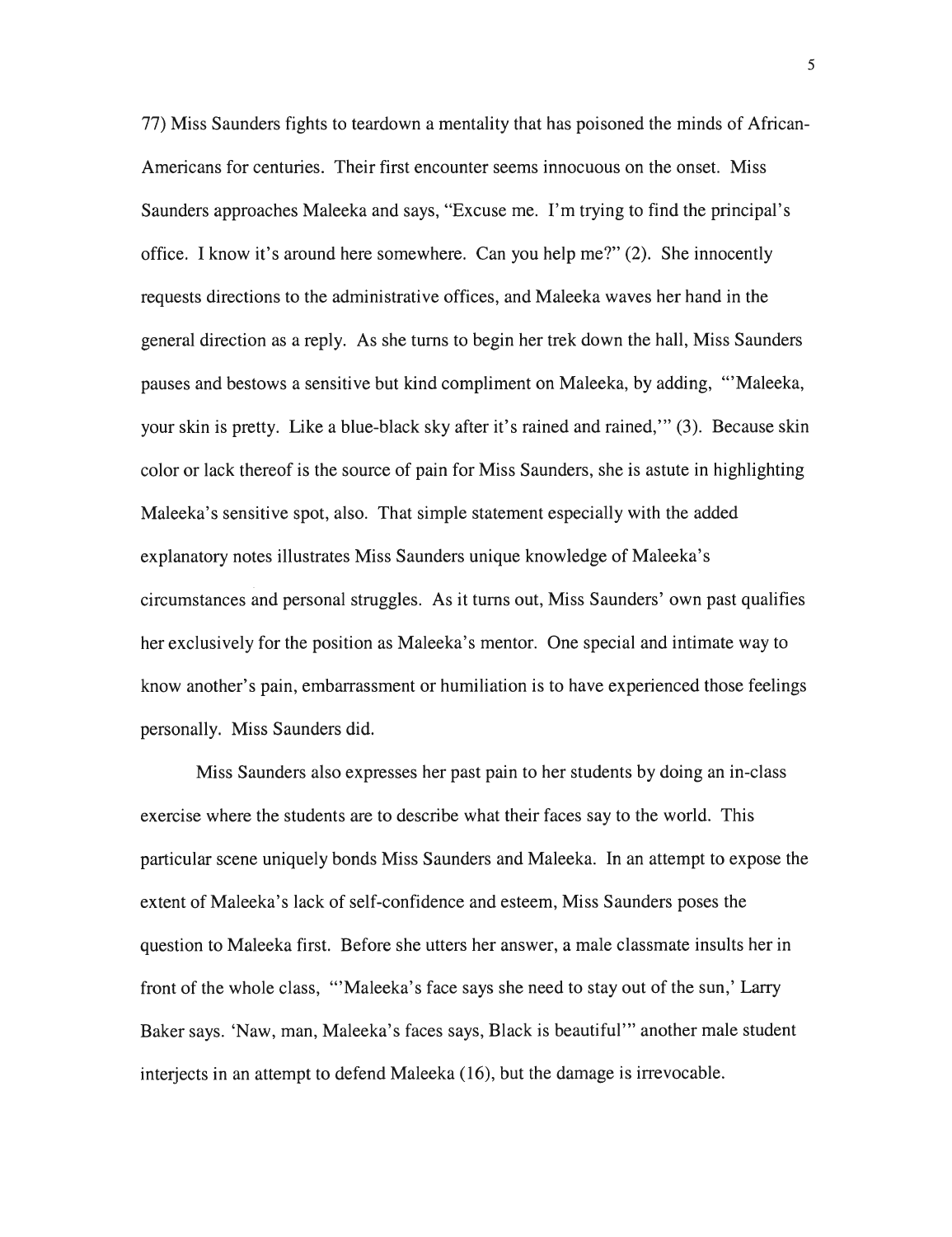77) Miss Saunders fights to teardown a mentality that has poisoned the minds of African-Americans for centuries. Their first encounter seems innocuous on the onset. Miss Saunders approaches Maleeka and says, "Excuse me. I'm trying to find the principal's office. I know it's around here somewhere. Can you help me?" (2). She innocently requests directions to the administrative offices, and Maleeka waves her hand in the general direction as a reply. As she turns to begin her trek down the hall, Miss Saunders pauses and bestows a sensitive but kind compliment on Maleeka, by adding, "'Maleeka, your skin is pretty. Like a blue-black sky after it's rained and rained,'" (3). Because skin color or lack thereof is the source of pain for Miss Saunders, she is astute in highlighting Maleeka's sensitive spot, also. That simple statement especially with the added explanatory notes illustrates Miss Saunders unique knowledge of Maleeka's circumstances and personal struggles. As it turns out, Miss Saunders' own past qualifies her exclusively for the position as Maleeka's mentor. One special and intimate way to know another's pain, embarrassment or humiliation is to have experienced those feelings personally. Miss Saunders did.

Miss Saunders also expresses her past pain to her students by doing an in-class exercise where the students are to describe what their faces say to the world. This particular scene uniquely bonds Miss Saunders and Maleeka. In an attempt to expose the extent of Maleeka's lack of self-confidence and esteem, Miss Saunders poses the question to Maleeka first. Before she utters her answer, a male classmate insults her in front of the whole class, "'Maleeka's face says she need to stay out of the sun,' Larry Baker says. 'Naw, man, Maleeka's faces says, Black is beautiful'" another male student interjects in an attempt to defend Maleeka (16), but the damage is irrevocable.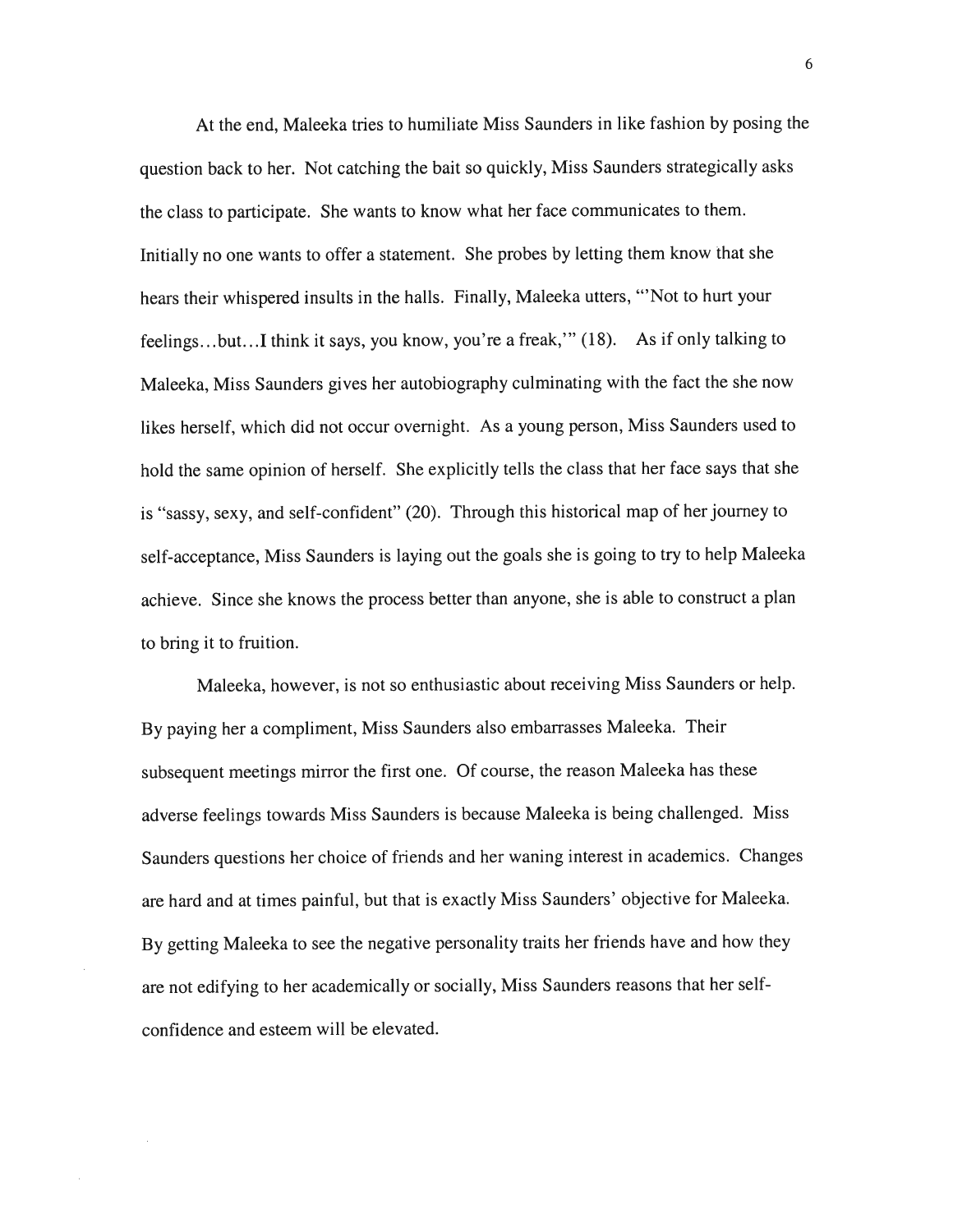At the end, Maleeka tries to humiliate Miss Saunders in like fashion by posing the question back to her. Not catching the bait so quickly, Miss Saunders strategically asks the class to participate. She wants to know what her face communicates to them. Initially no one wants to offer a statement. She probes by letting them know that she hears their whispered insults in the halls. Finally, Maleeka utters, "'Not to hurt your feelings…but…I think it says, you know, you're a freak,'" (18). As if only talking to Maleeka, Miss Saunders gives her autobiography culminating with the fact the she now likes herself, which did not occur overnight. As a young person, Miss Saunders used to hold the same opinion of herself. She explicitly tells the class that her face says that she is "sassy, sexy, and self-confident" (20). Through this historical map of her journey to self-acceptance, Miss Saunders is laying out the goals she is going to try to help Maleeka achieve. Since she knows the process better than anyone, she is able to construct a plan to bring it to fruition.

Maleeka, however, is not so enthusiastic about receiving Miss Saunders or help. By paying her a compliment, Miss Saunders also embarrasses Maleeka. Their subsequent meetings mirror the first one. Of course, the reason Maleeka has these adverse feelings towards Miss Saunders is because Maleeka is being challenged. Miss Saunders questions her choice of friends and her waning interest in academics. Changes are hard and at times painful, but that is exactly Miss Saunders' objective for Maleeka. By getting Maleeka to see the negative personality traits her friends have and how they are not edifying to her academically or socially, Miss Saunders reasons that her self-confidence and esteem will be elevated.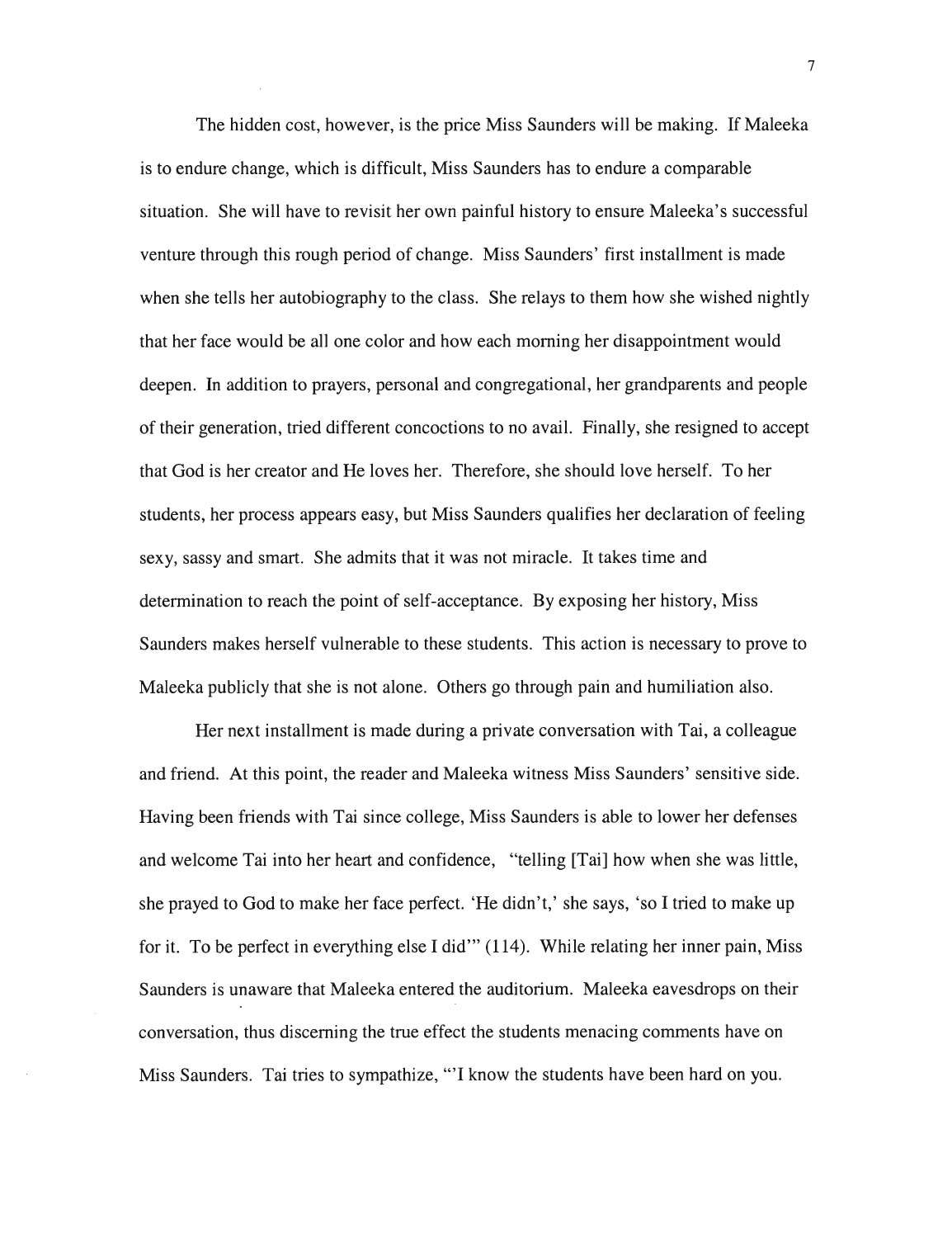The hidden cost, however, is the price Miss Saunders will be making. If Maleeka is to endure change, which is difficult, Miss Saunders has to endure a comparable situation. She will have to revisit her own painful history to ensure Maleeka's successful venture through this rough period of change. Miss Saunders' first installment is made when she tells her autobiography to the class. She relays to them how she wished nightly that her face would be all one color and how each morning her disappointment would deepen. In addition to prayers, personal and congregational, her grandparents and people of their generation, tried different concoctions to no avail. Finally, she resigned to accept that God is her creator and He loves her. Therefore, she should love herself. To her students, her process appears easy, but Miss Saunders qualifies her declaration of feeling sexy, sassy and smart. She admits that it was not miracle. It takes time and determination to reach the point of self-acceptance. By exposing her history, Miss Saunders makes herself vulnerable to these students. This action is necessary to prove to Maleeka publicly that she is not alone. Others go through pain and humiliation also.

Her next installment is made during a private conversation with Tai, a colleague and friend. At this point, the reader and Maleeka witness Miss Saunders' sensitive side. Having been friends with Tai since college, Miss Saunders is able to lower her defenses and welcome Tai into her heart and confidence, "telling [Tai] how when she was little, she prayed to God to make her face perfect. 'He didn't,' she says, 'so I tried to make up for it. To be perfect in everything else I did'" (114). While relating her inner pain, Miss Saunders is unaware that Maleeka entered the auditorium. Maleeka eavesdrops on their conversation, thus discerning the true effect the students menacing comments have on Miss Saunders. Tai tries to sympathize, "'I know the students have been hard on you.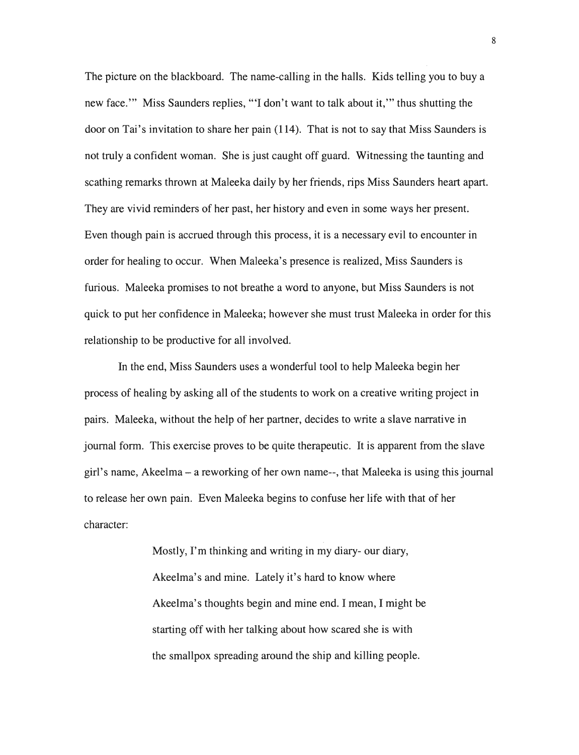The picture on the blackboard. The name-calling in the halls. Kids telling you to buy a new face.'" Miss Saunders replies, "'I don't want to talk about it,'" thus shutting the door on Tai's invitation to share her pain (114). That is not to say that Miss Saunders is not truly a confident woman. She is just caught off guard. Witnessing the taunting and scathing remarks thrown at Maleeka daily by her friends, rips Miss Saunders heart apart. They are vivid reminders of her past, her history and even in some ways her present. Even though pain is accrued through this process, it is a necessary evil to encounter in order for healing to occur. When Maleeka's presence is realized, Miss Saunders is furious. Maleeka promises to not breathe a word to anyone, but Miss Saunders is not quick to put her confidence in Maleeka; however she must trust Maleeka in order for this relationship to be productive for all involved.

In the end, Miss Saunders uses a wonderful tool to help Maleeka begin her process of healing by asking all of the students to work on a creative writing project in pairs. Maleeka, without the help of her partner, decides to write a slave narrative in journal form. This exercise proves to be quite therapeutic. It is apparent from the slave girl's name, Akeelma – a reworking of her own name--, that Maleeka is using this journal to release her own pain. Even Maleeka begins to confuse her life with that of her character:

> Mostly, I'm thinking and writing in my diary- our diary, Akeelma's and mine. Lately it's hard to know where Akeelma's thoughts begin and mine end. I mean, I might be starting off with her talking about how scared she is with the smallpox spreading around the ship and killing people.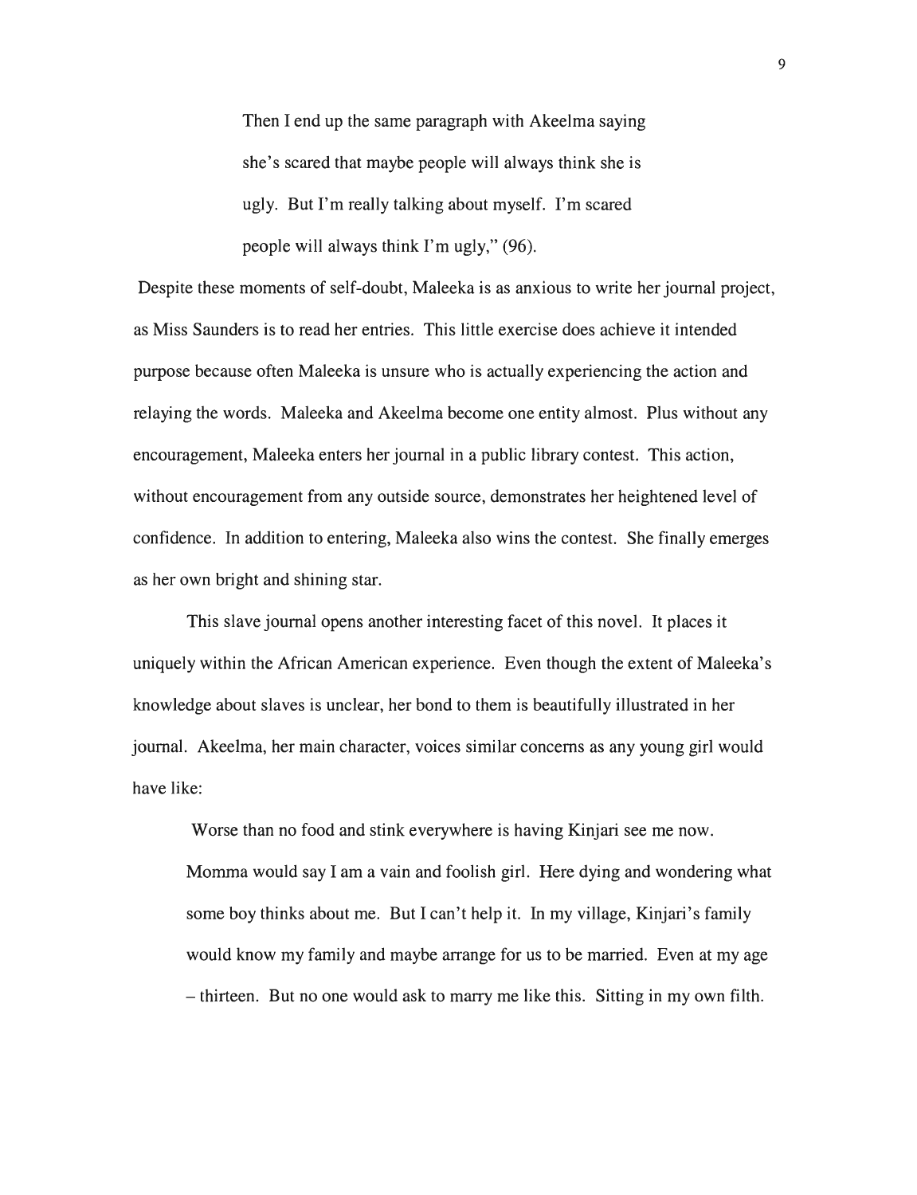> Then I end up the same paragraph with Akeelma saying she's scared that maybe people will always think she is ugly. But I'm really talking about myself. I'm scared people will always think I'm ugly," (96).

Despite these moments of self-doubt, Maleeka is as anxious to write her journal project, as Miss Saunders is to read her entries. This little exercise does achieve it intended purpose because often Maleeka is unsure who is actually experiencing the action and relaying the words. Maleeka and Akeelma become one entity almost. Plus without any encouragement, Maleeka enters her journal in a public library contest. This action, without encouragement from any outside source, demonstrates her heightened level of confidence. In addition to entering, Maleeka also wins the contest. She finally emerges as her own bright and shining star.

This slave journal opens another interesting facet of this novel. It places it uniquely within the African American experience. Even though the extent of Maleeka's knowledge about slaves is unclear, her bond to them is beautifully illustrated in her journal. Akeelma, her main character, voices similar concerns as any young girl would have like:

> Worse than no food and stink everywhere is having Kinjari see me now. Momma would say I am a vain and foolish girl. Here dying and wondering what some boy thinks about me. But I can't help it. In my village, Kinjari's family would know my family and maybe arrange for us to be married. Even at my age – thirteen. But no one would ask to marry me like this. Sitting in my own filth.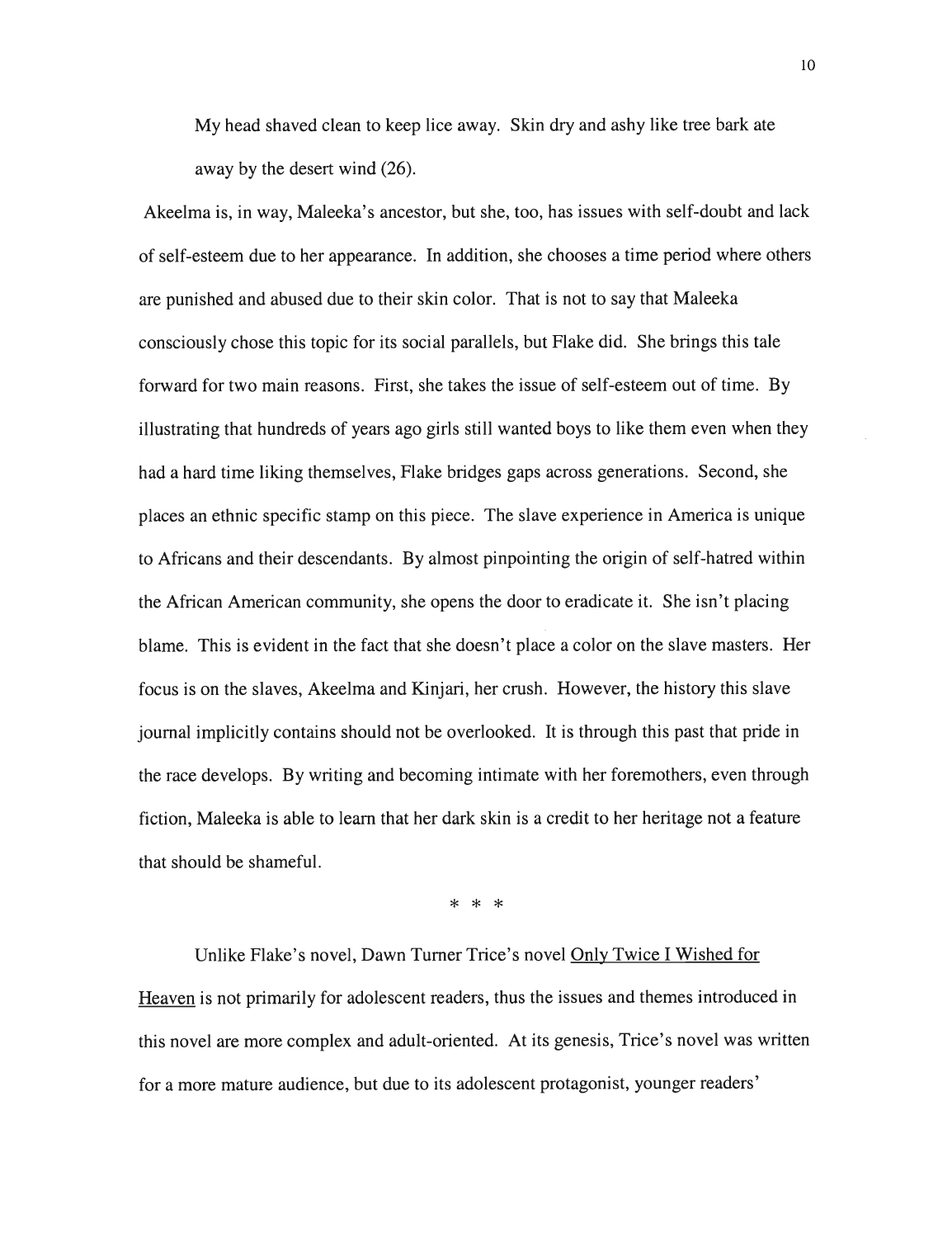> My head shaved clean to keep lice away. Skin dry and ashy like tree bark ate away by the desert wind (26).

Akeelma is, in way, Maleeka's ancestor, but she, too, has issues with self-doubt and lack of self-esteem due to her appearance. In addition, she chooses a time period where others are punished and abused due to their skin color. That is not to say that Maleeka consciously chose this topic for its social parallels, but Flake did. She brings this tale forward for two main reasons. First, she takes the issue of self-esteem out of time. By illustrating that hundreds of years ago girls still wanted boys to like them even when they had a hard time liking themselves, Flake bridges gaps across generations. Second, she places an ethnic specific stamp on this piece. The slave experience in America is unique to Africans and their descendants. By almost pinpointing the origin of self-hatred within the African American community, she opens the door to eradicate it. She isn't placing blame. This is evident in the fact that she doesn't place a color on the slave masters. Her focus is on the slaves, Akeelma and Kinjari, her crush. However, the history this slave journal implicitly contains should not be overlooked. It is through this past that pride in the race develops. By writing and becoming intimate with her foremothers, even through fiction, Maleeka is able to learn that her dark skin is a credit to her heritage not a feature that should be shameful.

\* \* \*

Unlike Flake's novel, Dawn Turner Trice's novel <u>Only Twice I Wished for Heaven</u> is not primarily for adolescent readers, thus the issues and themes introduced in this novel are more complex and adult-oriented. At its genesis, Trice's novel was written for a more mature audience, but due to its adolescent protagonist, younger readers'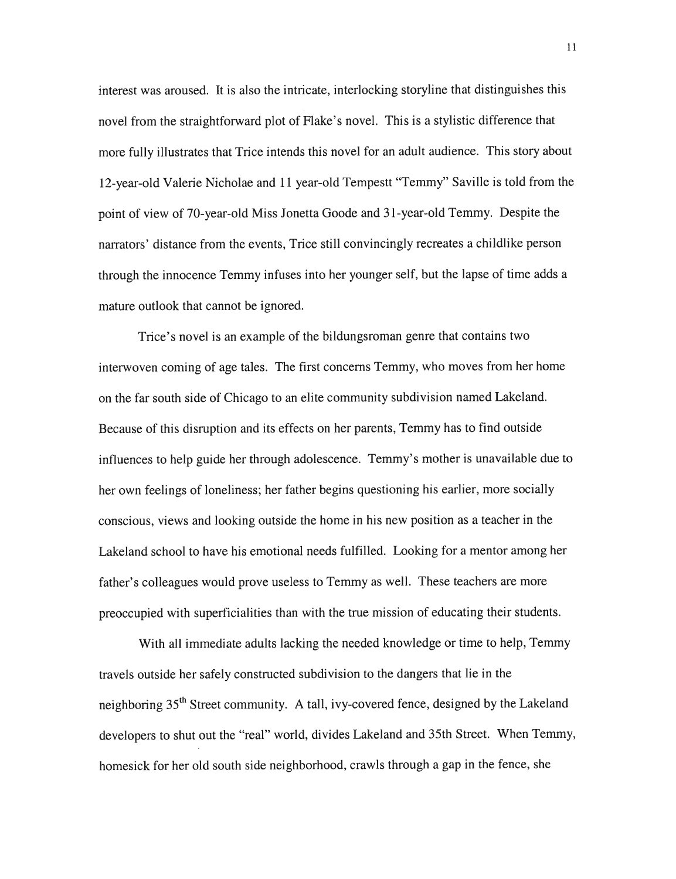interest was aroused. It is also the intricate, interlocking storyline that distinguishes this novel from the straightforward plot of Flake's novel. This is a stylistic difference that more fully illustrates that Trice intends this novel for an adult audience. This story about 12-year-old Valerie Nicholae and 11 year-old Tempestt "Temmy" Saville is told from the point of view of 70-year-old Miss Jonetta Goode and 31-year-old Temmy. Despite the narrators' distance from the events, Trice still convincingly recreates a childlike person through the innocence Temmy infuses into her younger self, but the lapse of time adds a mature outlook that cannot be ignored.

Trice's novel is an example of the bildungsroman genre that contains two interwoven coming of age tales. The first concerns Temmy, who moves from her home on the far south side of Chicago to an elite community subdivision named Lakeland. Because of this disruption and its effects on her parents, Temmy has to find outside influences to help guide her through adolescence. Temmy's mother is unavailable due to her own feelings of loneliness; her father begins questioning his earlier, more socially conscious, views and looking outside the home in his new position as a teacher in the Lakeland school to have his emotional needs fulfilled. Looking for a mentor among her father's colleagues would prove useless to Temmy as well. These teachers are more preoccupied with superficialities than with the true mission of educating their students.

With all immediate adults lacking the needed knowledge or time to help, Temmy travels outside her safely constructed subdivision to the dangers that lie in the neighboring 35th Street community. A tall, ivy-covered fence, designed by the Lakeland developers to shut out the "real" world, divides Lakeland and 35th Street. When Temmy, homesick for her old south side neighborhood, crawls through a gap in the fence, she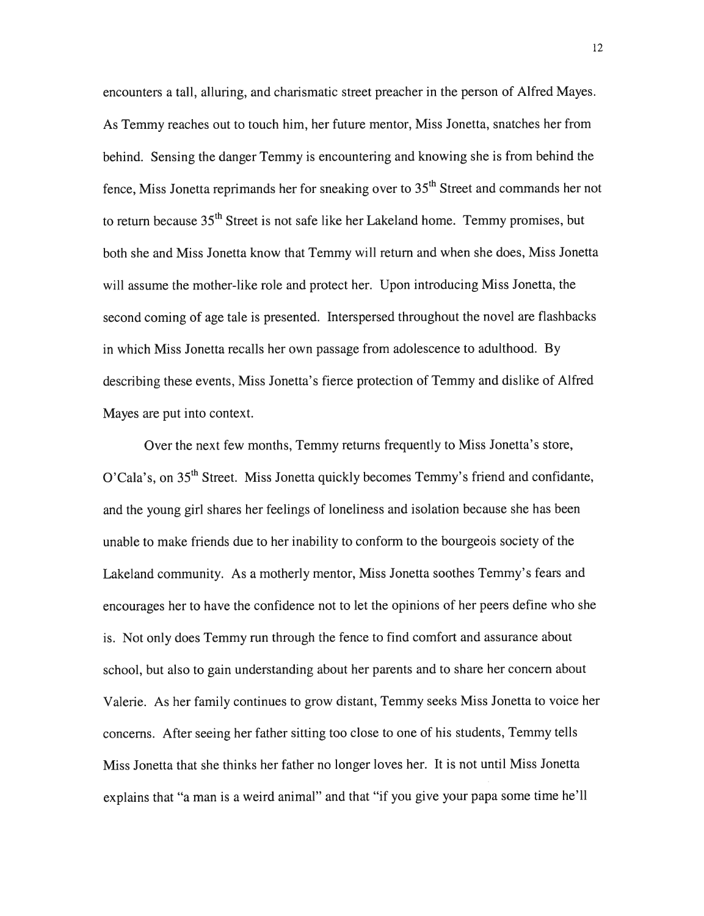encounters a tall, alluring, and charismatic street preacher in the person of Alfred Mayes. As Temmy reaches out to touch him, her future mentor, Miss Jonetta, snatches her from behind. Sensing the danger Temmy is encountering and knowing she is from behind the fence, Miss Jonetta reprimands her for sneaking over to 35th Street and commands her not to return because 35th Street is not safe like her Lakeland home. Temmy promises, but both she and Miss Jonetta know that Temmy will return and when she does, Miss Jonetta will assume the mother-like role and protect her. Upon introducing Miss Jonetta, the second coming of age tale is presented. Interspersed throughout the novel are flashbacks in which Miss Jonetta recalls her own passage from adolescence to adulthood. By describing these events, Miss Jonetta's fierce protection of Temmy and dislike of Alfred Mayes are put into context.

Over the next few months, Temmy returns frequently to Miss Jonetta's store, O'Cala's, on 35th Street. Miss Jonetta quickly becomes Temmy's friend and confidante, and the young girl shares her feelings of loneliness and isolation because she has been unable to make friends due to her inability to conform to the bourgeois society of the Lakeland community. As a motherly mentor, Miss Jonetta soothes Temmy's fears and encourages her to have the confidence not to let the opinions of her peers define who she is. Not only does Temmy run through the fence to find comfort and assurance about school, but also to gain understanding about her parents and to share her concern about Valerie. As her family continues to grow distant, Temmy seeks Miss Jonetta to voice her concerns. After seeing her father sitting too close to one of his students, Temmy tells Miss Jonetta that she thinks her father no longer loves her. It is not until Miss Jonetta explains that "a man is a weird animal" and that "if you give your papa some time he'll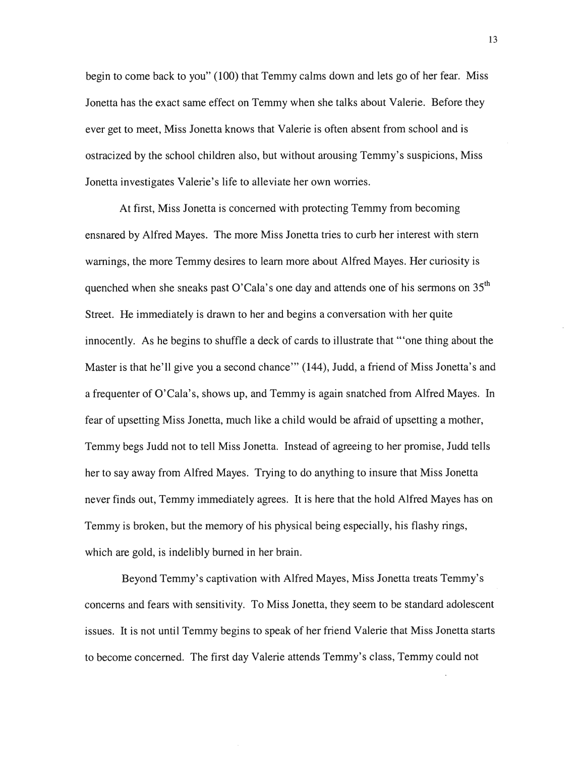begin to come back to you" (100) that Temmy calms down and lets go of her fear. Miss Jonetta has the exact same effect on Temmy when she talks about Valerie. Before they ever get to meet, Miss Jonetta knows that Valerie is often absent from school and is ostracized by the school children also, but without arousing Temmy's suspicions, Miss Jonetta investigates Valerie's life to alleviate her own worries.

At first, Miss Jonetta is concerned with protecting Temmy from becoming ensnared by Alfred Mayes. The more Miss Jonetta tries to curb her interest with stern warnings, the more Temmy desires to learn more about Alfred Mayes. Her curiosity is quenched when she sneaks past O'Cala's one day and attends one of his sermons on 35th Street. He immediately is drawn to her and begins a conversation with her quite innocently. As he begins to shuffle a deck of cards to illustrate that "'one thing about the Master is that he'll give you a second chance'" (144), Judd, a friend of Miss Jonetta's and a frequenter of O'Cala's, shows up, and Temmy is again snatched from Alfred Mayes. In fear of upsetting Miss Jonetta, much like a child would be afraid of upsetting a mother, Temmy begs Judd not to tell Miss Jonetta. Instead of agreeing to her promise, Judd tells her to say away from Alfred Mayes. Trying to do anything to insure that Miss Jonetta never finds out, Temmy immediately agrees. It is here that the hold Alfred Mayes has on Temmy is broken, but the memory of his physical being especially, his flashy rings, which are gold, is indelibly burned in her brain.

Beyond Temmy's captivation with Alfred Mayes, Miss Jonetta treats Temmy's concerns and fears with sensitivity. To Miss Jonetta, they seem to be standard adolescent issues. It is not until Temmy begins to speak of her friend Valerie that Miss Jonetta starts to become concerned. The first day Valerie attends Temmy's class, Temmy could not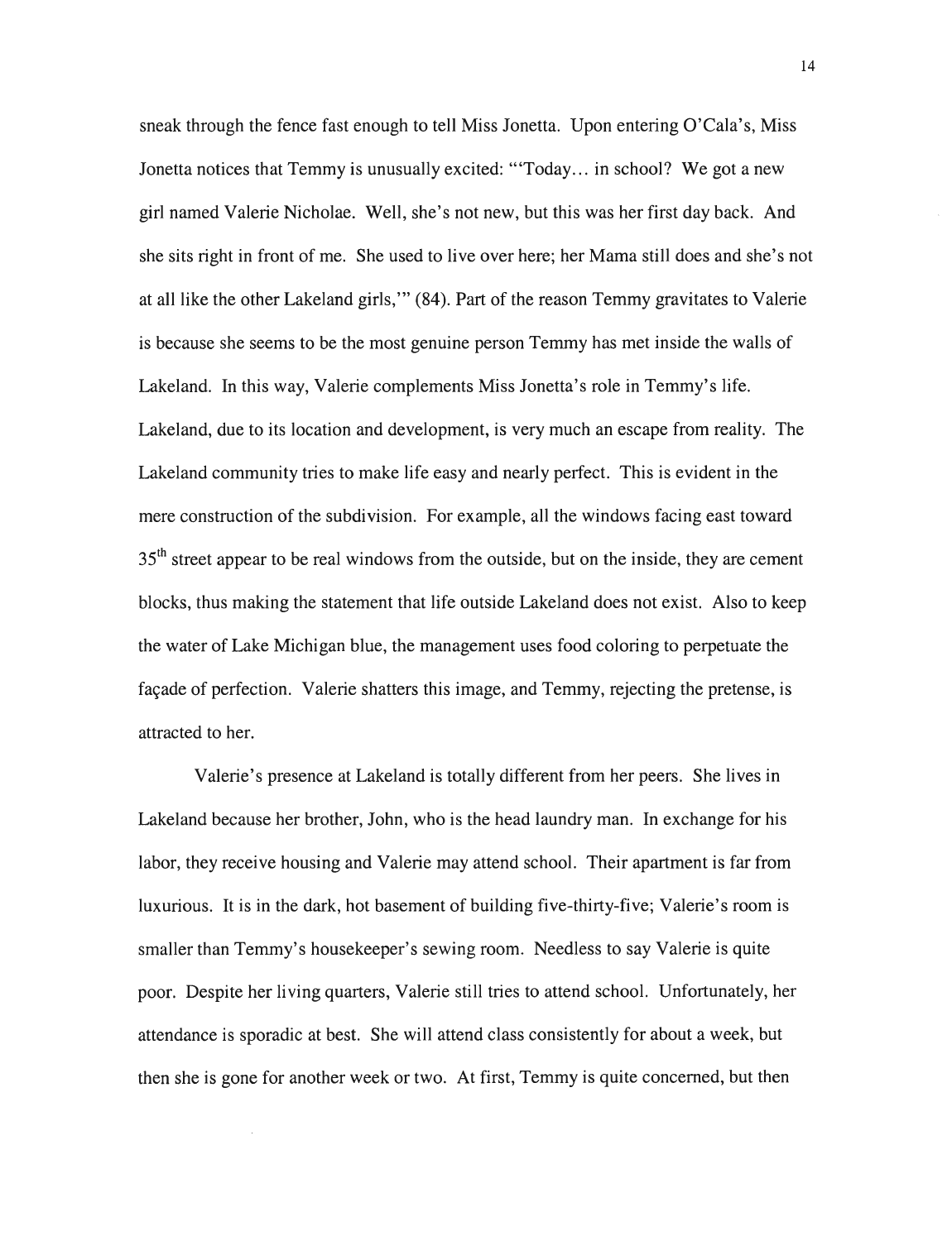sneak through the fence fast enough to tell Miss Jonetta. Upon entering O'Cala's, Miss Jonetta notices that Temmy is unusually excited: "'Today… in school? We got a new girl named Valerie Nicholae. Well, she's not new, but this was her first day back. And she sits right in front of me. She used to live over here; her Mama still does and she's not at all like the other Lakeland girls,'" (84). Part of the reason Temmy gravitates to Valerie is because she seems to be the most genuine person Temmy has met inside the walls of Lakeland. In this way, Valerie complements Miss Jonetta's role in Temmy's life. Lakeland, due to its location and development, is very much an escape from reality. The Lakeland community tries to make life easy and nearly perfect. This is evident in the mere construction of the subdivision. For example, all the windows facing east toward 35th street appear to be real windows from the outside, but on the inside, they are cement blocks, thus making the statement that life outside Lakeland does not exist. Also to keep the water of Lake Michigan blue, the management uses food coloring to perpetuate the façade of perfection. Valerie shatters this image, and Temmy, rejecting the pretense, is attracted to her.

Valerie's presence at Lakeland is totally different from her peers. She lives in Lakeland because her brother, John, who is the head laundry man. In exchange for his labor, they receive housing and Valerie may attend school. Their apartment is far from luxurious. It is in the dark, hot basement of building five-thirty-five; Valerie's room is smaller than Temmy's housekeeper's sewing room. Needless to say Valerie is quite poor. Despite her living quarters, Valerie still tries to attend school. Unfortunately, her attendance is sporadic at best. She will attend class consistently for about a week, but then she is gone for another week or two. At first, Temmy is quite concerned, but then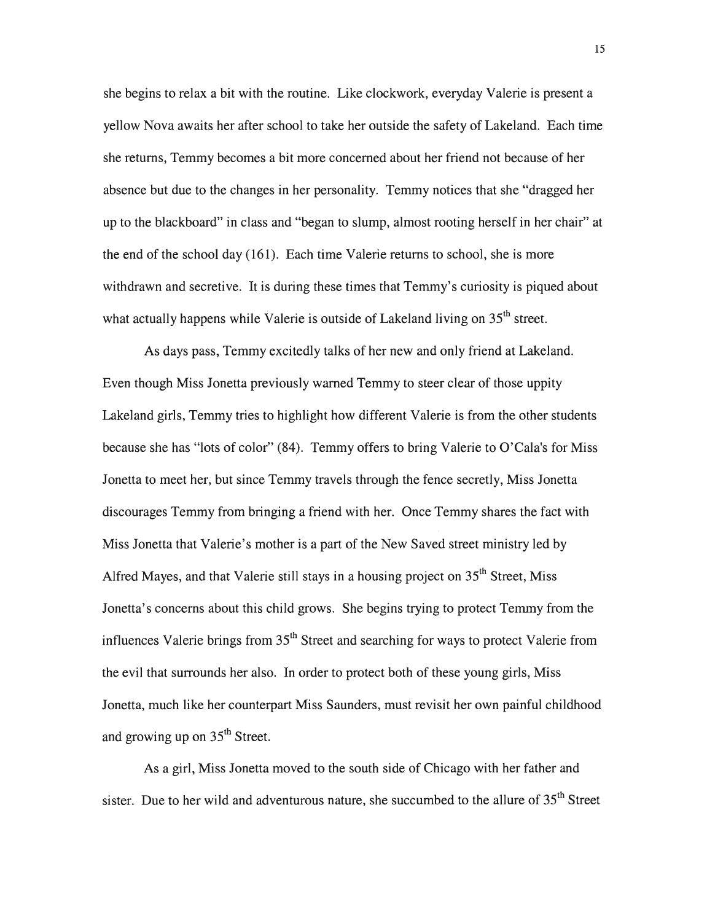she begins to relax a bit with the routine. Like clockwork, everyday Valerie is present a yellow Nova awaits her after school to take her outside the safety of Lakeland. Each time she returns, Temmy becomes a bit more concerned about her friend not because of her absence but due to the changes in her personality. Temmy notices that she "dragged her up to the blackboard" in class and "began to slump, almost rooting herself in her chair" at the end of the school day (161). Each time Valerie returns to school, she is more withdrawn and secretive. It is during these times that Temmy's curiosity is piqued about what actually happens while Valerie is outside of Lakeland living on 35th street.

As days pass, Temmy excitedly talks of her new and only friend at Lakeland. Even though Miss Jonetta previously warned Temmy to steer clear of those uppity Lakeland girls, Temmy tries to highlight how different Valerie is from the other students because she has "lots of color" (84). Temmy offers to bring Valerie to O'Cala's for Miss Jonetta to meet her, but since Temmy travels through the fence secretly, Miss Jonetta discourages Temmy from bringing a friend with her. Once Temmy shares the fact with Miss Jonetta that Valerie's mother is a part of the New Saved street ministry led by Alfred Mayes, and that Valerie still stays in a housing project on 35th Street, Miss Jonetta's concerns about this child grows. She begins trying to protect Temmy from the influences Valerie brings from 35th Street and searching for ways to protect Valerie from the evil that surrounds her also. In order to protect both of these young girls, Miss Jonetta, much like her counterpart Miss Saunders, must revisit her own painful childhood and growing up on 35th Street.

As a girl, Miss Jonetta moved to the south side of Chicago with her father and sister. Due to her wild and adventurous nature, she succumbed to the allure of 35th Street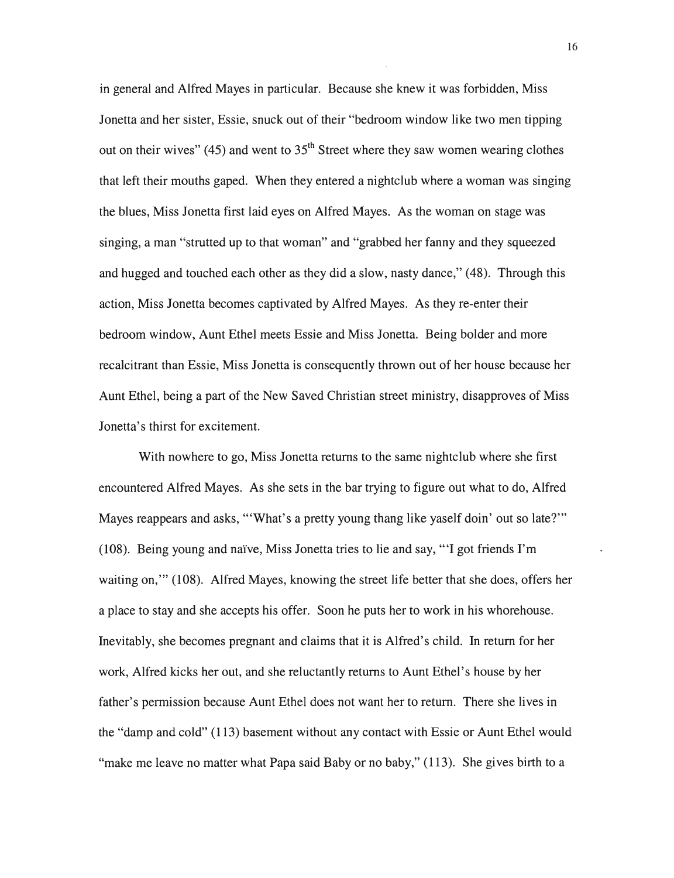in general and Alfred Mayes in particular. Because she knew it was forbidden, Miss Jonetta and her sister, Essie, snuck out of their "bedroom window like two men tipping out on their wives" (45) and went to 35th Street where they saw women wearing clothes that left their mouths gaped. When they entered a nightclub where a woman was singing the blues, Miss Jonetta first laid eyes on Alfred Mayes. As the woman on stage was singing, a man "strutted up to that woman" and "grabbed her fanny and they squeezed and hugged and touched each other as they did a slow, nasty dance," (48). Through this action, Miss Jonetta becomes captivated by Alfred Mayes. As they re-enter their bedroom window, Aunt Ethel meets Essie and Miss Jonetta. Being bolder and more recalcitrant than Essie, Miss Jonetta is consequently thrown out of her house because her Aunt Ethel, being a part of the New Saved Christian street ministry, disapproves of Miss Jonetta's thirst for excitement.

With nowhere to go, Miss Jonetta returns to the same nightclub where she first encountered Alfred Mayes. As she sets in the bar trying to figure out what to do, Alfred Mayes reappears and asks, "'What's a pretty young thang like yaself doin' out so late?'" (108). Being young and naïve, Miss Jonetta tries to lie and say, "'I got friends I'm waiting on,'" (108). Alfred Mayes, knowing the street life better that she does, offers her a place to stay and she accepts his offer. Soon he puts her to work in his whorehouse. Inevitably, she becomes pregnant and claims that it is Alfred's child. In return for her work, Alfred kicks her out, and she reluctantly returns to Aunt Ethel's house by her father's permission because Aunt Ethel does not want her to return. There she lives in the "damp and cold" (113) basement without any contact with Essie or Aunt Ethel would "make me leave no matter what Papa said Baby or no baby," (113). She gives birth to a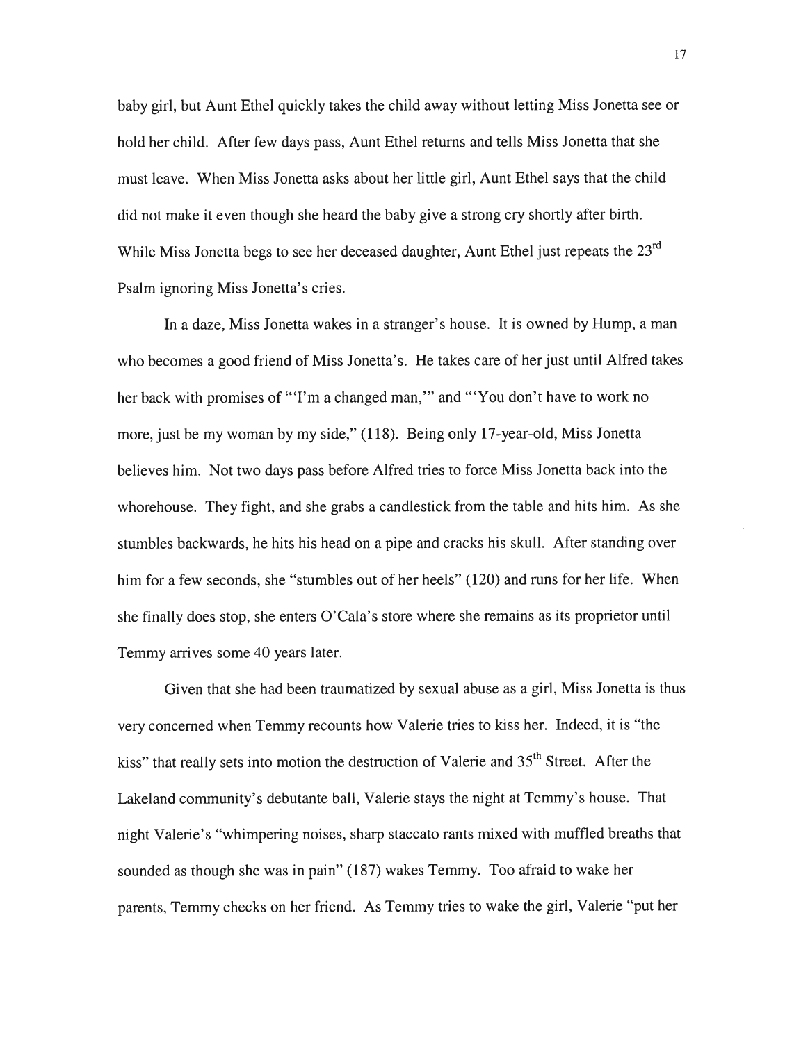baby girl, but Aunt Ethel quickly takes the child away without letting Miss Jonetta see or hold her child. After few days pass, Aunt Ethel returns and tells Miss Jonetta that she must leave. When Miss Jonetta asks about her little girl, Aunt Ethel says that the child did not make it even though she heard the baby give a strong cry shortly after birth. While Miss Jonetta begs to see her deceased daughter, Aunt Ethel just repeats the 23rd Psalm ignoring Miss Jonetta's cries.

In a daze, Miss Jonetta wakes in a stranger's house. It is owned by Hump, a man who becomes a good friend of Miss Jonetta's. He takes care of her just until Alfred takes her back with promises of "'I'm a changed man,'" and "'You don't have to work no more, just be my woman by my side," (118). Being only 17-year-old, Miss Jonetta believes him. Not two days pass before Alfred tries to force Miss Jonetta back into the whorehouse. They fight, and she grabs a candlestick from the table and hits him. As she stumbles backwards, he hits his head on a pipe and cracks his skull. After standing over him for a few seconds, she "stumbles out of her heels" (120) and runs for her life. When she finally does stop, she enters O'Cala's store where she remains as its proprietor until Temmy arrives some 40 years later.

Given that she had been traumatized by sexual abuse as a girl, Miss Jonetta is thus very concerned when Temmy recounts how Valerie tries to kiss her. Indeed, it is "the kiss" that really sets into motion the destruction of Valerie and 35th Street. After the Lakeland community's debutante ball, Valerie stays the night at Temmy's house. That night Valerie's "whimpering noises, sharp staccato rants mixed with muffled breaths that sounded as though she was in pain" (187) wakes Temmy. Too afraid to wake her parents, Temmy checks on her friend. As Temmy tries to wake the girl, Valerie "put her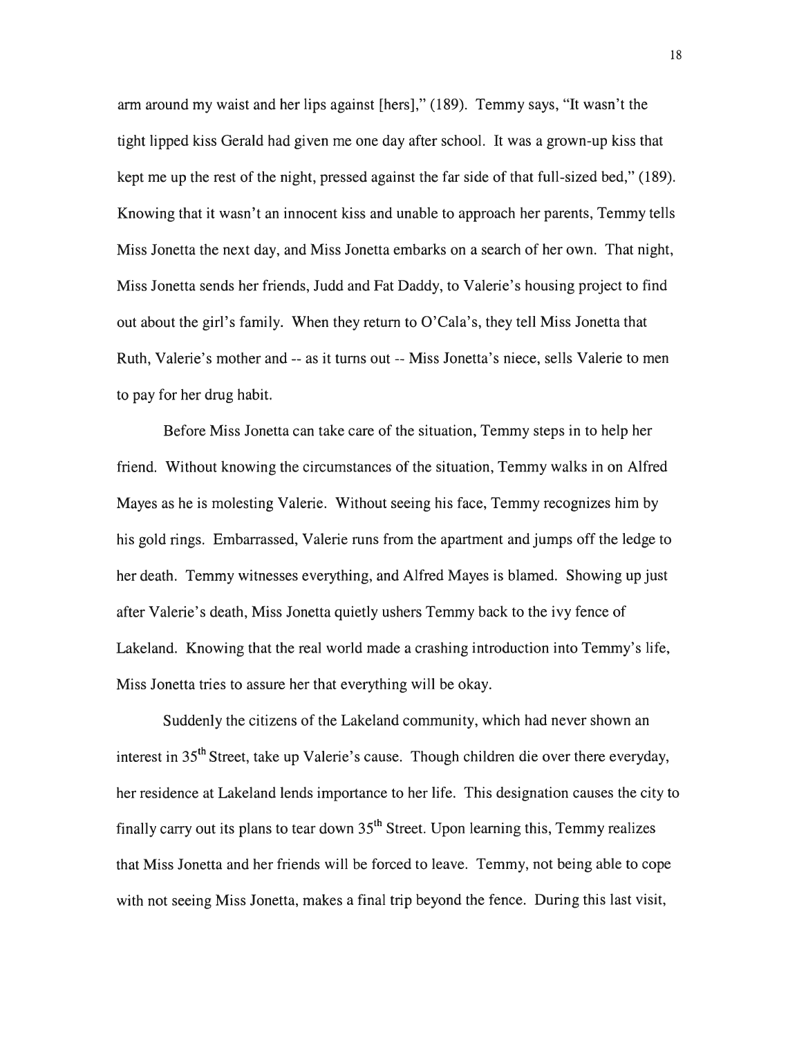arm around my waist and her lips against [hers]," (189). Temmy says, "It wasn't the tight lipped kiss Gerald had given me one day after school. It was a grown-up kiss that kept me up the rest of the night, pressed against the far side of that full-sized bed," (189). Knowing that it wasn't an innocent kiss and unable to approach her parents, Temmy tells Miss Jonetta the next day, and Miss Jonetta embarks on a search of her own. That night, Miss Jonetta sends her friends, Judd and Fat Daddy, to Valerie's housing project to find out about the girl's family. When they return to O'Cala's, they tell Miss Jonetta that Ruth, Valerie's mother and -- as it turns out -- Miss Jonetta's niece, sells Valerie to men to pay for her drug habit.

Before Miss Jonetta can take care of the situation, Temmy steps in to help her friend. Without knowing the circumstances of the situation, Temmy walks in on Alfred Mayes as he is molesting Valerie. Without seeing his face, Temmy recognizes him by his gold rings. Embarrassed, Valerie runs from the apartment and jumps off the ledge to her death. Temmy witnesses everything, and Alfred Mayes is blamed. Showing up just after Valerie's death, Miss Jonetta quietly ushers Temmy back to the ivy fence of Lakeland. Knowing that the real world made a crashing introduction into Temmy's life, Miss Jonetta tries to assure her that everything will be okay.

Suddenly the citizens of the Lakeland community, which had never shown an interest in 35th Street, take up Valerie's cause. Though children die over there everyday, her residence at Lakeland lends importance to her life. This designation causes the city to finally carry out its plans to tear down 35th Street. Upon learning this, Temmy realizes that Miss Jonetta and her friends will be forced to leave. Temmy, not being able to cope with not seeing Miss Jonetta, makes a final trip beyond the fence. During this last visit,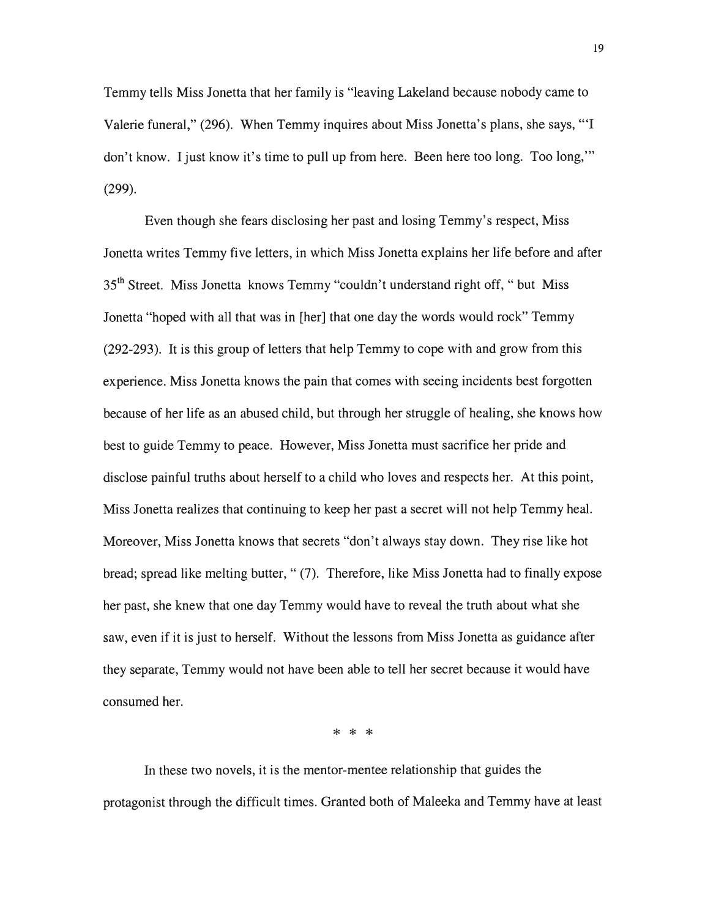Temmy tells Miss Jonetta that her family is "leaving Lakeland because nobody came to Valerie funeral," (296). When Temmy inquires about Miss Jonetta's plans, she says, "'I don't know. I just know it's time to pull up from here. Been here too long. Too long,'" (299).

Even though she fears disclosing her past and losing Temmy's respect, Miss Jonetta writes Temmy five letters, in which Miss Jonetta explains her life before and after 35th Street. Miss Jonetta knows Temmy "couldn't understand right off, " but Miss Jonetta "hoped with all that was in [her] that one day the words would rock" Temmy (292-293). It is this group of letters that help Temmy to cope with and grow from this experience. Miss Jonetta knows the pain that comes with seeing incidents best forgotten because of her life as an abused child, but through her struggle of healing, she knows how best to guide Temmy to peace. However, Miss Jonetta must sacrifice her pride and disclose painful truths about herself to a child who loves and respects her. At this point, Miss Jonetta realizes that continuing to keep her past a secret will not help Temmy heal. Moreover, Miss Jonetta knows that secrets "don't always stay down. They rise like hot bread; spread like melting butter, " (7). Therefore, like Miss Jonetta had to finally expose her past, she knew that one day Temmy would have to reveal the truth about what she saw, even if it is just to herself. Without the lessons from Miss Jonetta as guidance after they separate, Temmy would not have been able to tell her secret because it would have consumed her.

\* \* \*

In these two novels, it is the mentor-mentee relationship that guides the protagonist through the difficult times. Granted both of Maleeka and Temmy have at least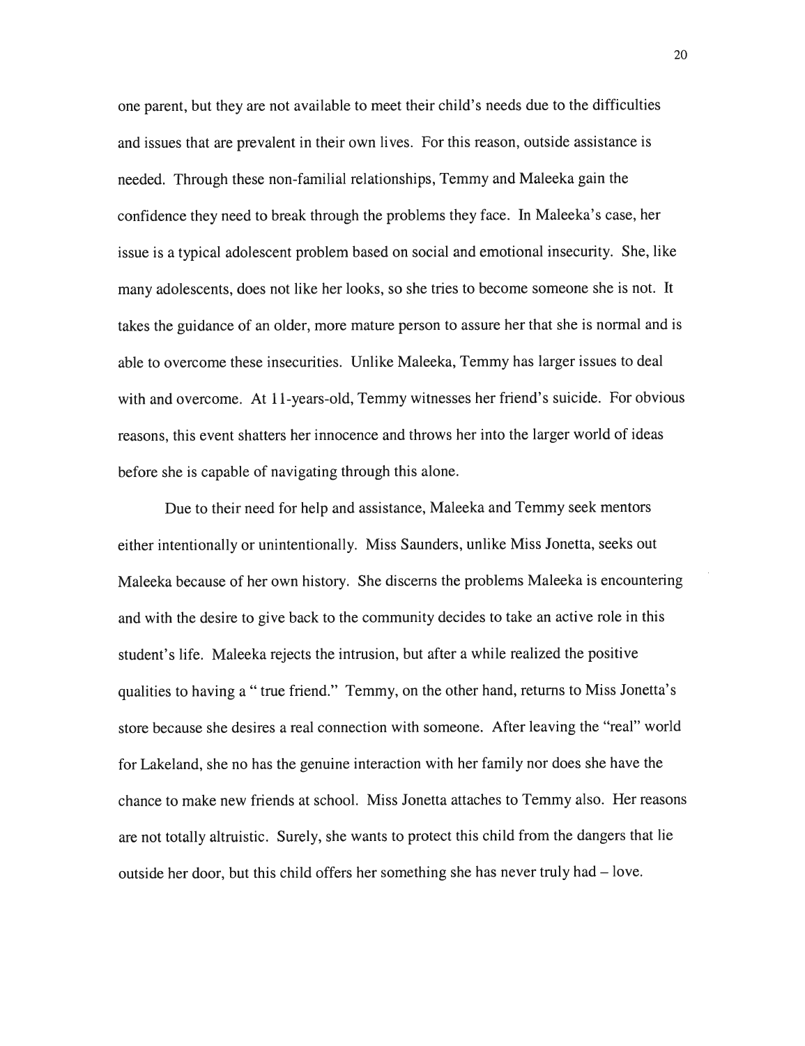one parent, but they are not available to meet their child's needs due to the difficulties and issues that are prevalent in their own lives. For this reason, outside assistance is needed. Through these non-familial relationships, Temmy and Maleeka gain the confidence they need to break through the problems they face. In Maleeka's case, her issue is a typical adolescent problem based on social and emotional insecurity. She, like many adolescents, does not like her looks, so she tries to become someone she is not. It takes the guidance of an older, more mature person to assure her that she is normal and is able to overcome these insecurities. Unlike Maleeka, Temmy has larger issues to deal with and overcome. At 11-years-old, Temmy witnesses her friend's suicide. For obvious reasons, this event shatters her innocence and throws her into the larger world of ideas before she is capable of navigating through this alone.

Due to their need for help and assistance, Maleeka and Temmy seek mentors either intentionally or unintentionally. Miss Saunders, unlike Miss Jonetta, seeks out Maleeka because of her own history. She discerns the problems Maleeka is encountering and with the desire to give back to the community decides to take an active role in this student's life. Maleeka rejects the intrusion, but after a while realized the positive qualities to having a " true friend." Temmy, on the other hand, returns to Miss Jonetta's store because she desires a real connection with someone. After leaving the "real" world for Lakeland, she no has the genuine interaction with her family nor does she have the chance to make new friends at school. Miss Jonetta attaches to Temmy also. Her reasons are not totally altruistic. Surely, she wants to protect this child from the dangers that lie outside her door, but this child offers her something she has never truly had – love.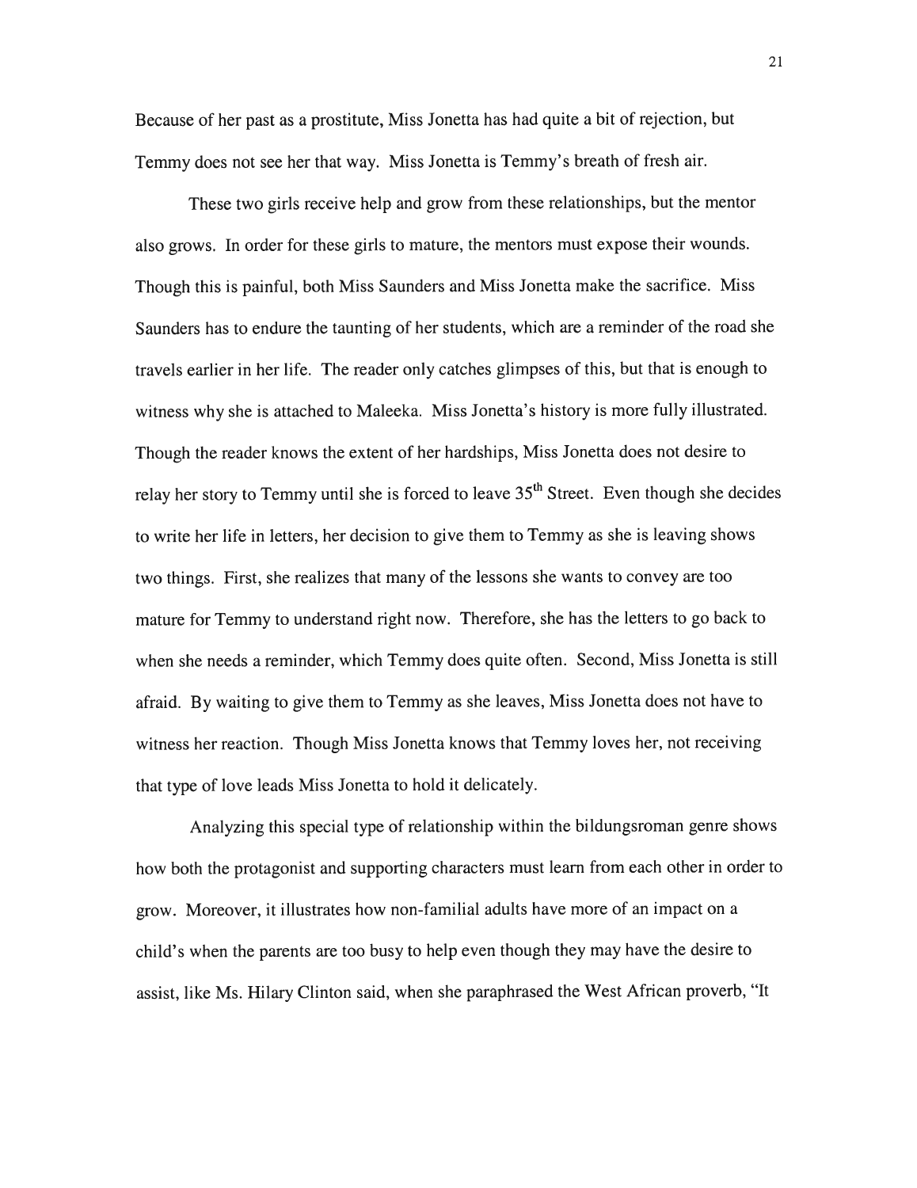Because of her past as a prostitute, Miss Jonetta has had quite a bit of rejection, but Temmy does not see her that way. Miss Jonetta is Temmy's breath of fresh air.

These two girls receive help and grow from these relationships, but the mentor also grows. In order for these girls to mature, the mentors must expose their wounds. Though this is painful, both Miss Saunders and Miss Jonetta make the sacrifice. Miss Saunders has to endure the taunting of her students, which are a reminder of the road she travels earlier in her life. The reader only catches glimpses of this, but that is enough to witness why she is attached to Maleeka. Miss Jonetta's history is more fully illustrated. Though the reader knows the extent of her hardships, Miss Jonetta does not desire to relay her story to Temmy until she is forced to leave 35th Street. Even though she decides to write her life in letters, her decision to give them to Temmy as she is leaving shows two things. First, she realizes that many of the lessons she wants to convey are too mature for Temmy to understand right now. Therefore, she has the letters to go back to when she needs a reminder, which Temmy does quite often. Second, Miss Jonetta is still afraid. By waiting to give them to Temmy as she leaves, Miss Jonetta does not have to witness her reaction. Though Miss Jonetta knows that Temmy loves her, not receiving that type of love leads Miss Jonetta to hold it delicately.

Analyzing this special type of relationship within the bildungsroman genre shows how both the protagonist and supporting characters must learn from each other in order to grow. Moreover, it illustrates how non-familial adults have more of an impact on a child's when the parents are too busy to help even though they may have the desire to assist, like Ms. Hilary Clinton said, when she paraphrased the West African proverb, "It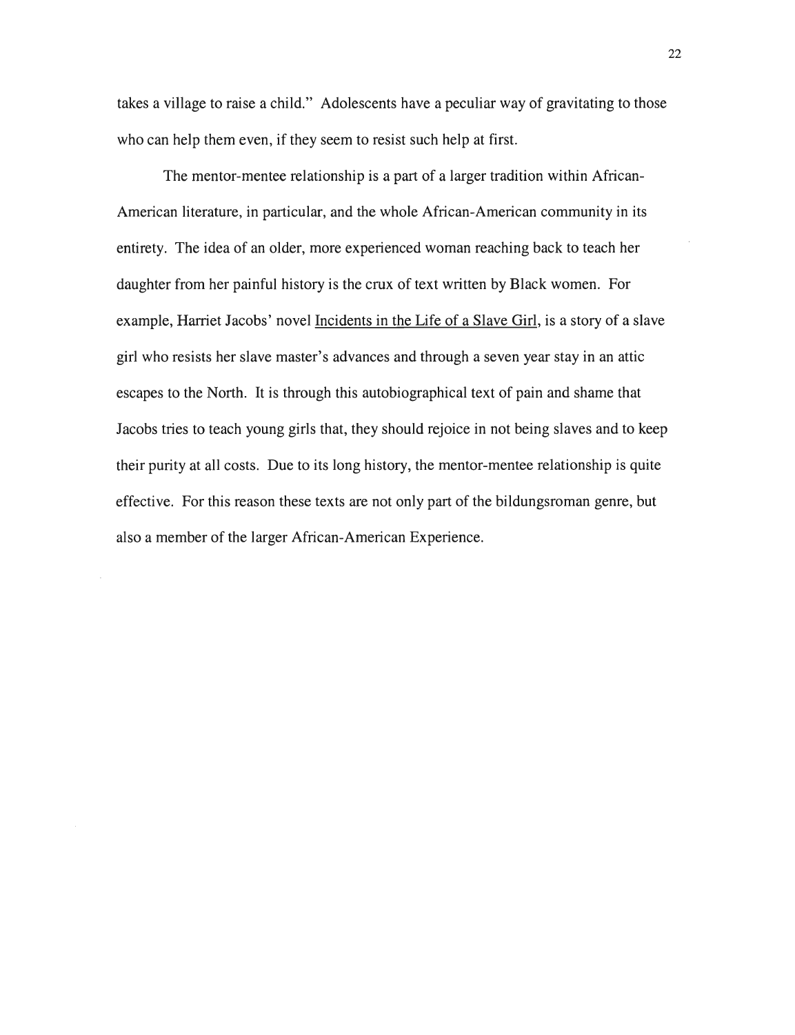takes a village to raise a child." Adolescents have a peculiar way of gravitating to those who can help them even, if they seem to resist such help at first.

The mentor-mentee relationship is a part of a larger tradition within African-American literature, in particular, and the whole African-American community in its entirety. The idea of an older, more experienced woman reaching back to teach her daughter from her painful history is the crux of text written by Black women. For example, Harriet Jacobs' novel Incidents in the Life of a Slave Girl, is a story of a slave girl who resists her slave master's advances and through a seven year stay in an attic escapes to the North. It is through this autobiographical text of pain and shame that Jacobs tries to teach young girls that, they should rejoice in not being slaves and to keep their purity at all costs. Due to its long history, the mentor-mentee relationship is quite effective. For this reason these texts are not only part of the bildungsroman genre, but also a member of the larger African-American Experience.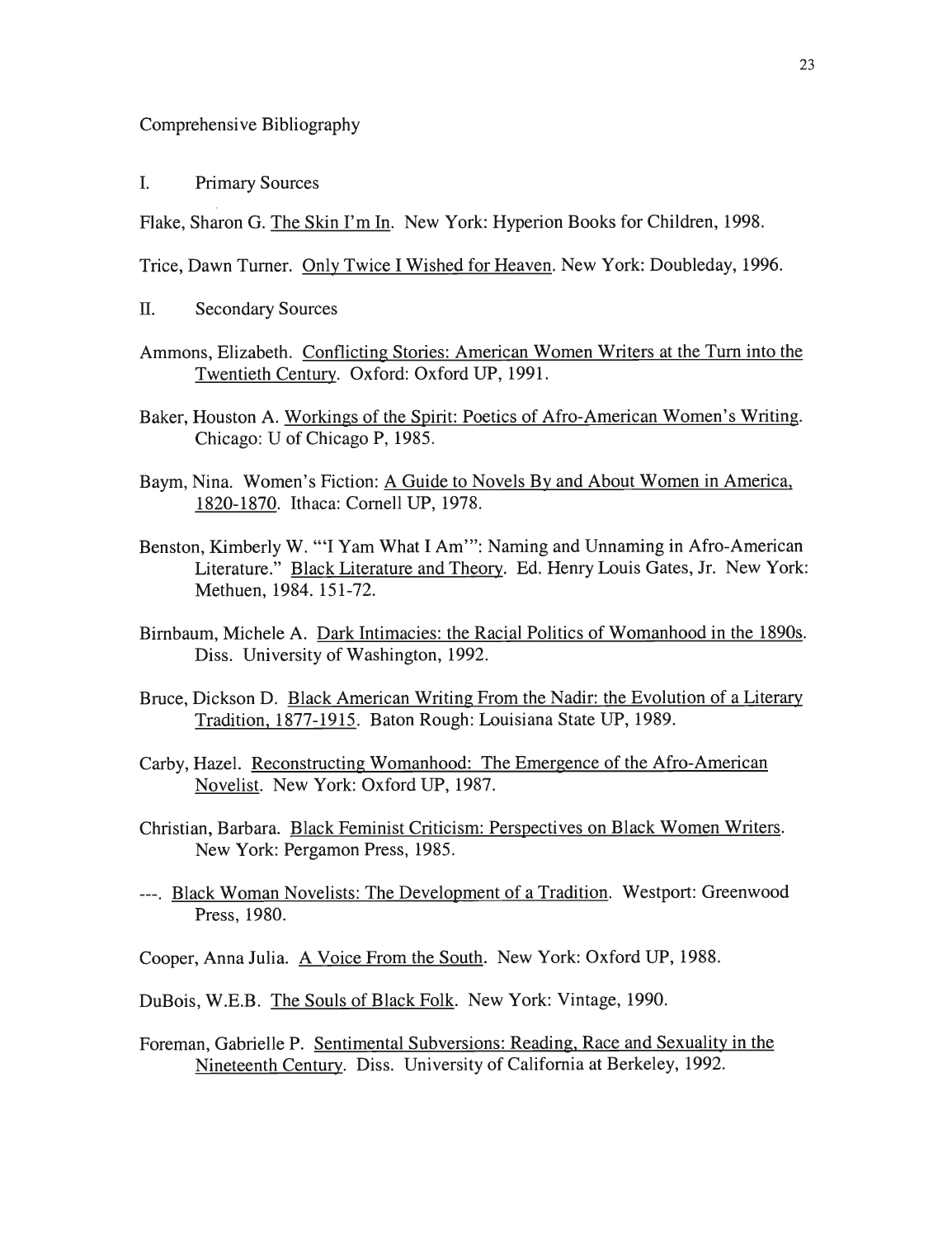Comprehensive Bibliography

I. Primary Sources

Flake, Sharon G. The Skin I'm In. New York: Hyperion Books for Children, 1998.

Trice, Dawn Turner. Only Twice I Wished for Heaven. New York: Doubleday, 1996.

II. Secondary Sources

Ammons, Elizabeth. Conflicting Stories: American Women Writers at the Turn into the Twentieth Century. Oxford: Oxford UP, 1991.

Baker, Houston A. Workings of the Spirit: Poetics of Afro-American Women's Writing. Chicago: U of Chicago P, 1985.

Baym, Nina. Women's Fiction: A Guide to Novels By and About Women in America, 1820-1870. Ithaca: Cornell UP, 1978.

Benston, Kimberly W. "'I Yam What I Am'": Naming and Unnaming in Afro-American Literature." Black Literature and Theory. Ed. Henry Louis Gates, Jr. New York: Methuen, 1984. 151-72.

Birnbaum, Michele A. Dark Intimacies: the Racial Politics of Womanhood in the 1890s. Diss. University of Washington, 1992.

Bruce, Dickson D. Black American Writing From the Nadir: the Evolution of a Literary Tradition, 1877-1915. Baton Rough: Louisiana State UP, 1989.

Carby, Hazel. Reconstructing Womanhood: The Emergence of the Afro-American Novelist. New York: Oxford UP, 1987.

Christian, Barbara. Black Feminist Criticism: Perspectives on Black Women Writers. New York: Pergamon Press, 1985.

---. Black Woman Novelists: The Development of a Tradition. Westport: Greenwood Press, 1980.

Cooper, Anna Julia. A Voice From the South. New York: Oxford UP, 1988.

DuBois, W.E.B. The Souls of Black Folk. New York: Vintage, 1990.

Foreman, Gabrielle P. Sentimental Subversions: Reading, Race and Sexuality in the Nineteenth Century. Diss. University of California at Berkeley, 1992.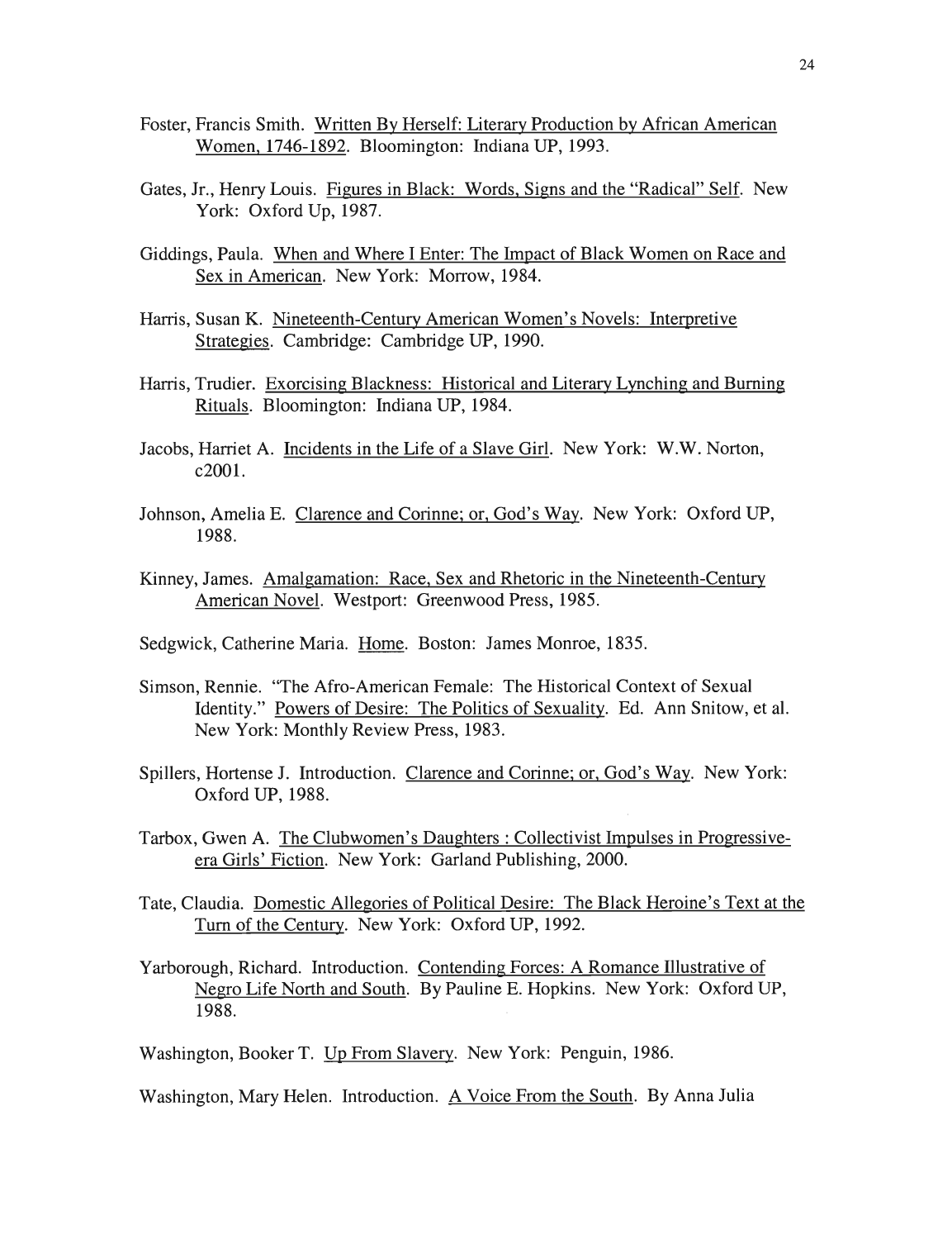Foster, Francis Smith. Written By Herself: Literary Production by African American Women, 1746-1892. Bloomington: Indiana UP, 1993.

Gates, Jr., Henry Louis. Figures in Black: Words, Signs and the "Radical" Self. New York: Oxford Up, 1987.

Giddings, Paula. When and Where I Enter: The Impact of Black Women on Race and Sex in American. New York: Morrow, 1984.

Harris, Susan K. Nineteenth-Century American Women's Novels: Interpretive Strategies. Cambridge: Cambridge UP, 1990.

Harris, Trudier. Exorcising Blackness: Historical and Literary Lynching and Burning Rituals. Bloomington: Indiana UP, 1984.

Jacobs, Harriet A. Incidents in the Life of a Slave Girl. New York: W.W. Norton, c2001.

Johnson, Amelia E. Clarence and Corinne; or, God's Way. New York: Oxford UP, 1988.

Kinney, James. Amalgamation: Race, Sex and Rhetoric in the Nineteenth-Century American Novel. Westport: Greenwood Press, 1985.

Sedgwick, Catherine Maria. Home. Boston: James Monroe, 1835.

Simson, Rennie. "The Afro-American Female: The Historical Context of Sexual Identity." Powers of Desire: The Politics of Sexuality. Ed. Ann Snitow, et al. New York: Monthly Review Press, 1983.

Spillers, Hortense J. Introduction. Clarence and Corinne; or, God's Way. New York: Oxford UP, 1988.

Tarbox, Gwen A. The Clubwomen's Daughters : Collectivist Impulses in Progressive-era Girls' Fiction. New York: Garland Publishing, 2000.

Tate, Claudia. Domestic Allegories of Political Desire: The Black Heroine's Text at the Turn of the Century. New York: Oxford UP, 1992.

Yarborough, Richard. Introduction. Contending Forces: A Romance Illustrative of Negro Life North and South. By Pauline E. Hopkins. New York: Oxford UP, 1988.

Washington, Booker T. Up From Slavery. New York: Penguin, 1986.

Washington, Mary Helen. Introduction. A Voice From the South. By Anna Julia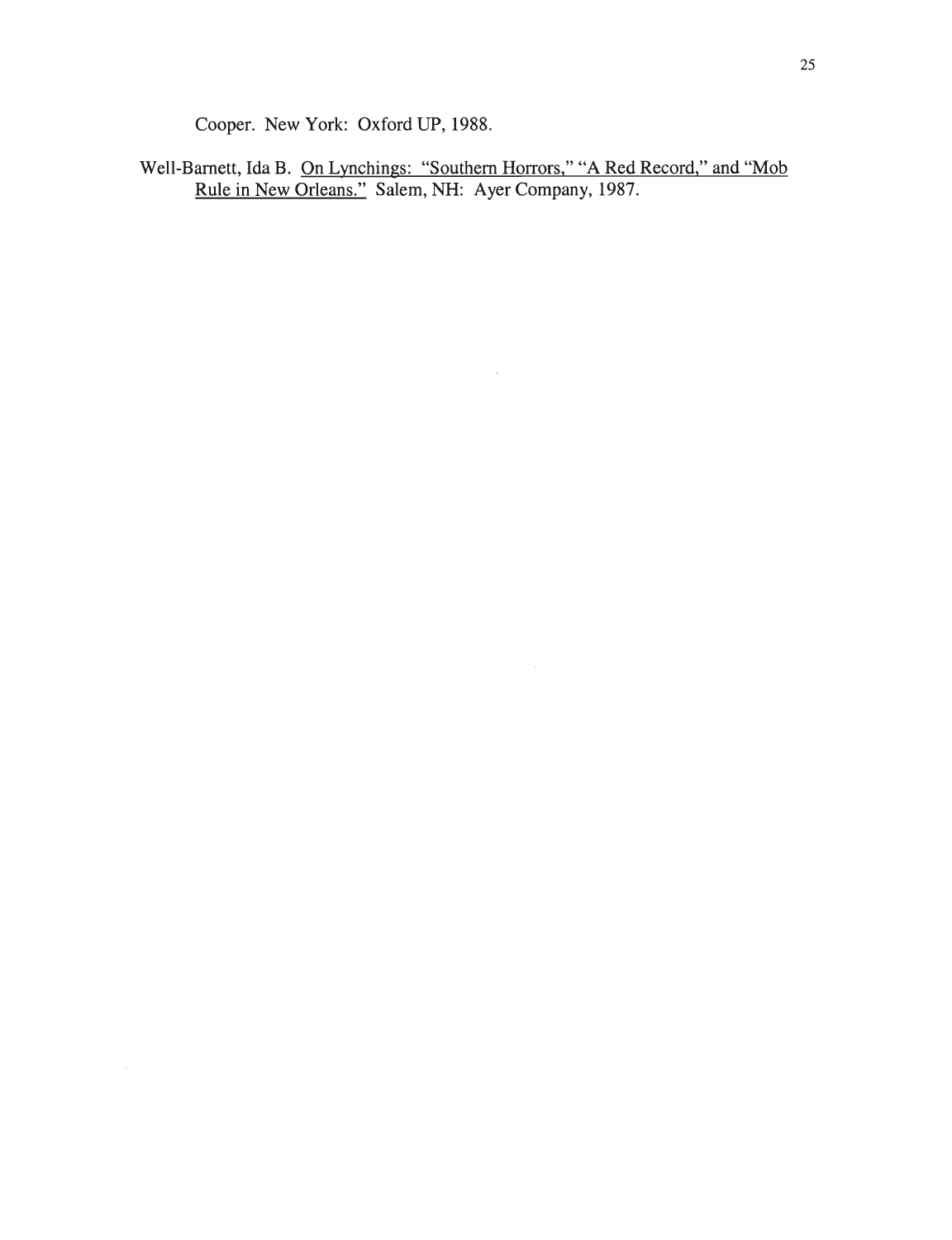Cooper. New York: Oxford UP, 1988.

Well-Barnett, Ida B. On Lynchings: "Southern Horrors," "A Red Record," and "Mob Rule in New Orleans." Salem, NH: Ayer Company, 1987.